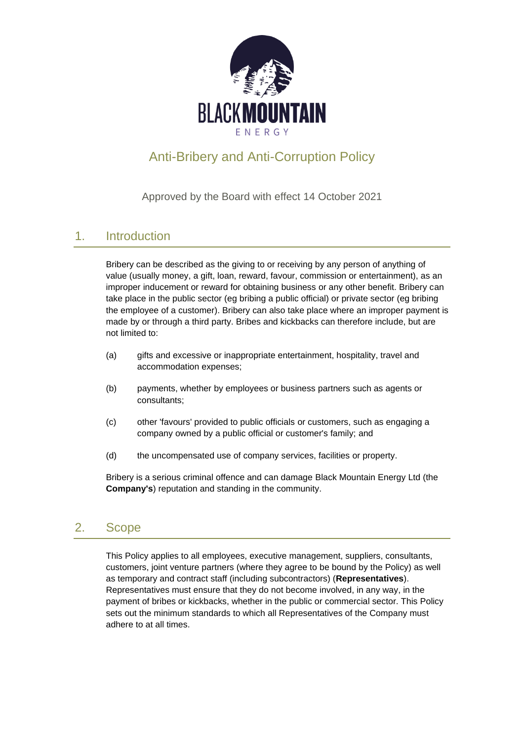# Anti-Bribery and Anti-Corruption Policy

Approved by the Board with effect 14 October 2021

## 1. Introduction

Bribery can be described as the giving to or receiving by any person of anything of value (usually money, a gift, loan, reward, favour, commission or entertainment), as an improper inducement or reward for obtaining business or any other benefit. Bribery can take place in the public sector (eg bribing a public official) or private sector (eg bribing the employee of a customer). Bribery can also take place where an improper payment is made by or through a third party. Bribes and kickbacks can therefore include, but are not limited to:

(a) gifts and excessive or inappropriate entertainment, hospitality, travel and accommodation expenses;

(b) payments, whether by employees or business partners such as agents or consultants;

(c) other 'favours' provided to public officials or customers, such as engaging a company owned by a public official or customer's family; and

(d) the uncompensated use of company services, facilities or property.

Bribery is a serious criminal offence and can damage Black Mountain Energy Ltd (the **Company's**) reputation and standing in the community.

## 2. Scope

This Policy applies to all employees, executive management, suppliers, consultants, customers, joint venture partners (where they agree to be bound by the Policy) as well as temporary and contract staff (including subcontractors) (**Representatives**). Representatives must ensure that they do not become involved, in any way, in the payment of bribes or kickbacks, whether in the public or commercial sector. This Policy sets out the minimum standards to which all Representatives of the Company must adhere to at all times.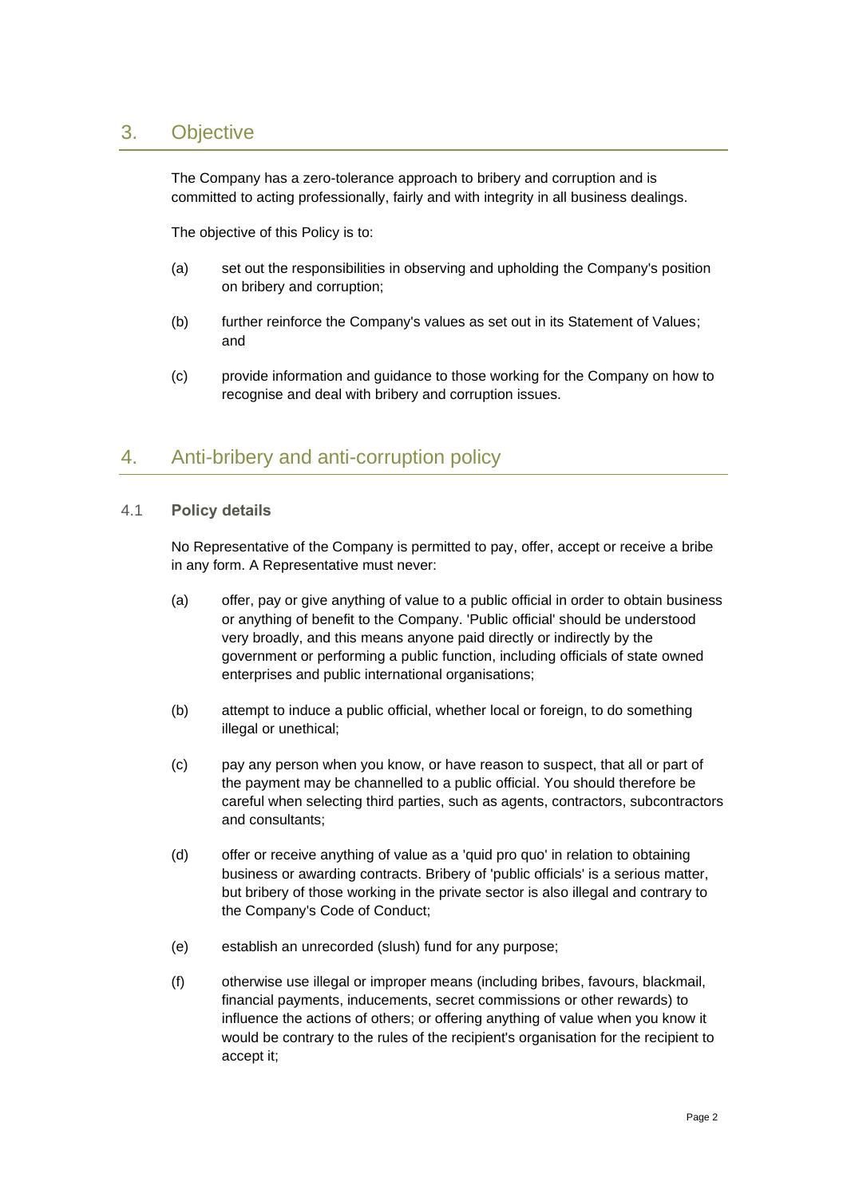## 3. Objective

The Company has a zero-tolerance approach to bribery and corruption and is committed to acting professionally, fairly and with integrity in all business dealings.

The objective of this Policy is to:

(a) set out the responsibilities in observing and upholding the Company's position on bribery and corruption;

(b) further reinforce the Company's values as set out in its Statement of Values; and

(c) provide information and guidance to those working for the Company on how to recognise and deal with bribery and corruption issues.

## 4. Anti-bribery and anti-corruption policy

### 4.1 Policy details

No Representative of the Company is permitted to pay, offer, accept or receive a bribe in any form. A Representative must never:

(a) offer, pay or give anything of value to a public official in order to obtain business or anything of benefit to the Company. 'Public official' should be understood very broadly, and this means anyone paid directly or indirectly by the government or performing a public function, including officials of state owned enterprises and public international organisations;

(b) attempt to induce a public official, whether local or foreign, to do something illegal or unethical;

(c) pay any person when you know, or have reason to suspect, that all or part of the payment may be channelled to a public official. You should therefore be careful when selecting third parties, such as agents, contractors, subcontractors and consultants;

(d) offer or receive anything of value as a 'quid pro quo' in relation to obtaining business or awarding contracts. Bribery of 'public officials' is a serious matter, but bribery of those working in the private sector is also illegal and contrary to the Company's Code of Conduct;

(e) establish an unrecorded (slush) fund for any purpose;

(f) otherwise use illegal or improper means (including bribes, favours, blackmail, financial payments, inducements, secret commissions or other rewards) to influence the actions of others; or offering anything of value when you know it would be contrary to the rules of the recipient's organisation for the recipient to accept it;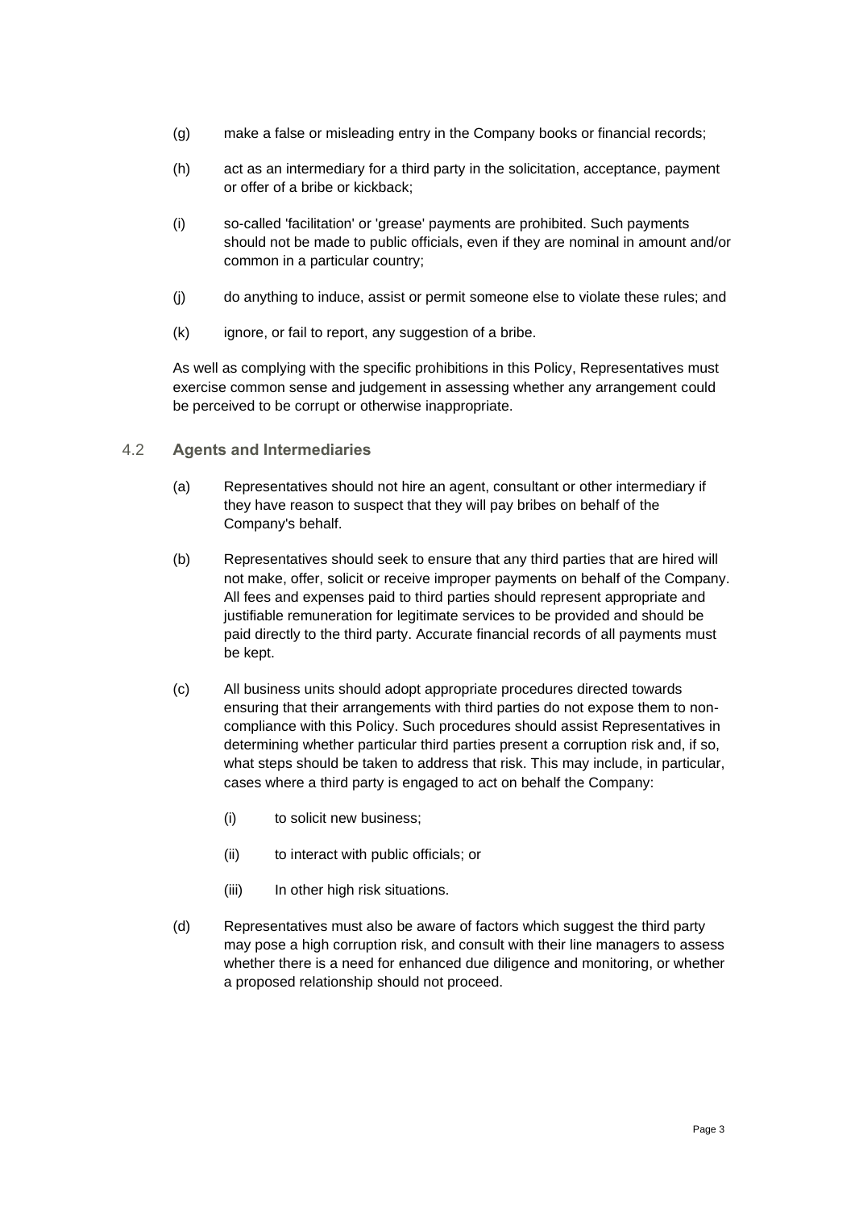(g) make a false or misleading entry in the Company books or financial records;

(h) act as an intermediary for a third party in the solicitation, acceptance, payment or offer of a bribe or kickback;

(i) so-called 'facilitation' or 'grease' payments are prohibited. Such payments should not be made to public officials, even if they are nominal in amount and/or common in a particular country;

(j) do anything to induce, assist or permit someone else to violate these rules; and

(k) ignore, or fail to report, any suggestion of a bribe.

As well as complying with the specific prohibitions in this Policy, Representatives must exercise common sense and judgement in assessing whether any arrangement could be perceived to be corrupt or otherwise inappropriate.

### 4.2 Agents and Intermediaries

(a) Representatives should not hire an agent, consultant or other intermediary if they have reason to suspect that they will pay bribes on behalf of the Company's behalf.

(b) Representatives should seek to ensure that any third parties that are hired will not make, offer, solicit or receive improper payments on behalf of the Company. All fees and expenses paid to third parties should represent appropriate and justifiable remuneration for legitimate services to be provided and should be paid directly to the third party. Accurate financial records of all payments must be kept.

(c) All business units should adopt appropriate procedures directed towards ensuring that their arrangements with third parties do not expose them to non-compliance with this Policy. Such procedures should assist Representatives in determining whether particular third parties present a corruption risk and, if so, what steps should be taken to address that risk. This may include, in particular, cases where a third party is engaged to act on behalf the Company:

   (i) to solicit new business;

   (ii) to interact with public officials; or

   (iii) In other high risk situations.

(d) Representatives must also be aware of factors which suggest the third party may pose a high corruption risk, and consult with their line managers to assess whether there is a need for enhanced due diligence and monitoring, or whether a proposed relationship should not proceed.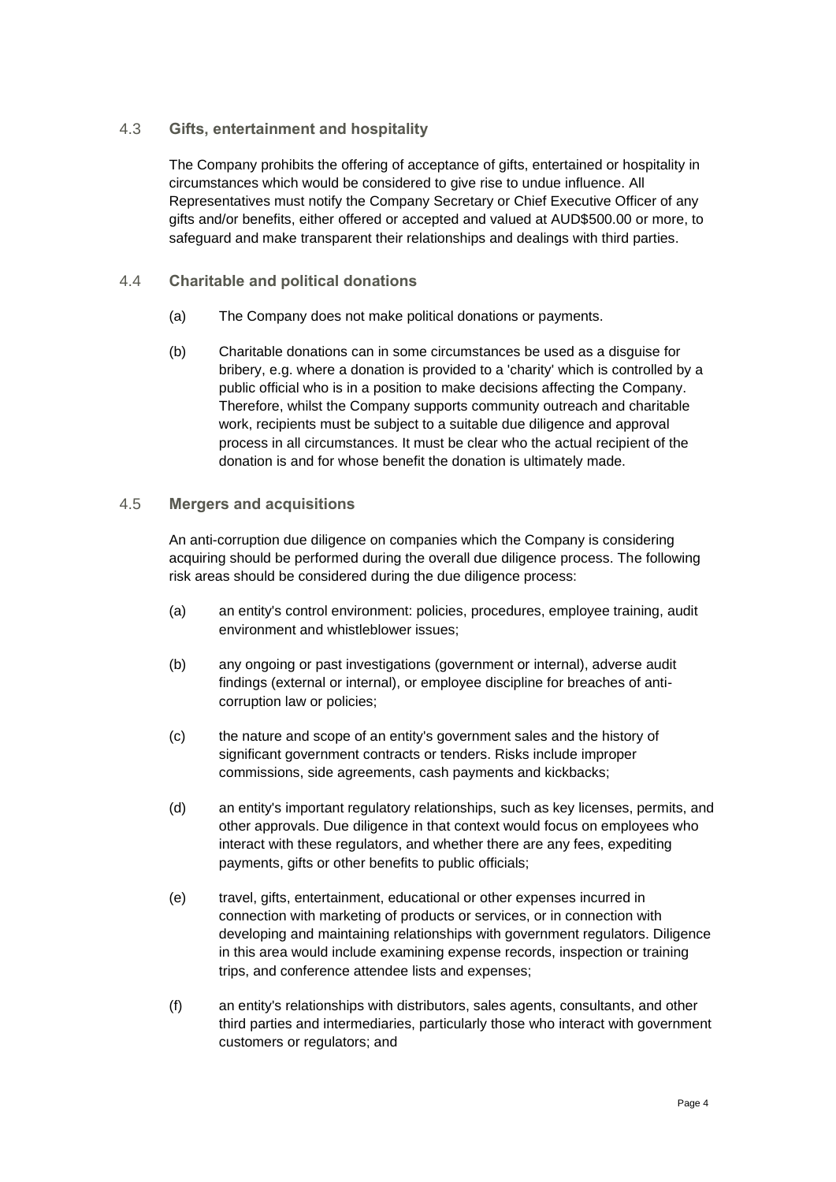## 4.3 Gifts, entertainment and hospitality

The Company prohibits the offering of acceptance of gifts, entertained or hospitality in circumstances which would be considered to give rise to undue influence. All Representatives must notify the Company Secretary or Chief Executive Officer of any gifts and/or benefits, either offered or accepted and valued at AUD$500.00 or more, to safeguard and make transparent their relationships and dealings with third parties.

## 4.4 Charitable and political donations

(a) The Company does not make political donations or payments.

(b) Charitable donations can in some circumstances be used as a disguise for bribery, e.g. where a donation is provided to a 'charity' which is controlled by a public official who is in a position to make decisions affecting the Company. Therefore, whilst the Company supports community outreach and charitable work, recipients must be subject to a suitable due diligence and approval process in all circumstances. It must be clear who the actual recipient of the donation is and for whose benefit the donation is ultimately made.

## 4.5 Mergers and acquisitions

An anti-corruption due diligence on companies which the Company is considering acquiring should be performed during the overall due diligence process. The following risk areas should be considered during the due diligence process:

(a) an entity's control environment: policies, procedures, employee training, audit environment and whistleblower issues;

(b) any ongoing or past investigations (government or internal), adverse audit findings (external or internal), or employee discipline for breaches of anti-corruption law or policies;

(c) the nature and scope of an entity's government sales and the history of significant government contracts or tenders. Risks include improper commissions, side agreements, cash payments and kickbacks;

(d) an entity's important regulatory relationships, such as key licenses, permits, and other approvals. Due diligence in that context would focus on employees who interact with these regulators, and whether there are any fees, expediting payments, gifts or other benefits to public officials;

(e) travel, gifts, entertainment, educational or other expenses incurred in connection with marketing of products or services, or in connection with developing and maintaining relationships with government regulators. Diligence in this area would include examining expense records, inspection or training trips, and conference attendee lists and expenses;

(f) an entity's relationships with distributors, sales agents, consultants, and other third parties and intermediaries, particularly those who interact with government customers or regulators; and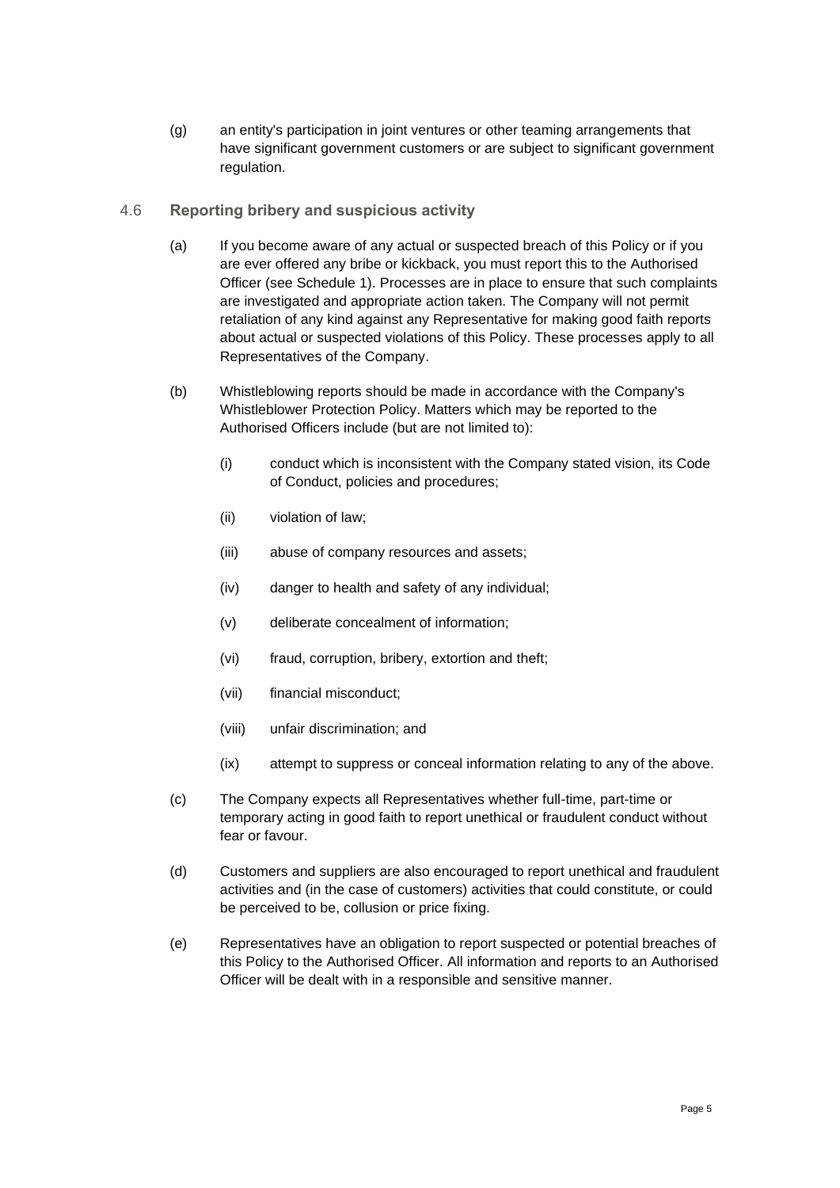(g) an entity's participation in joint ventures or other teaming arrangements that have significant government customers or are subject to significant government regulation.

### 4.6 Reporting bribery and suspicious activity

(a) If you become aware of any actual or suspected breach of this Policy or if you are ever offered any bribe or kickback, you must report this to the Authorised Officer (see Schedule 1). Processes are in place to ensure that such complaints are investigated and appropriate action taken. The Company will not permit retaliation of any kind against any Representative for making good faith reports about actual or suspected violations of this Policy. These processes apply to all Representatives of the Company.

(b) Whistleblowing reports should be made in accordance with the Company's Whistleblower Protection Policy. Matters which may be reported to the Authorised Officers include (but are not limited to):

- (i) conduct which is inconsistent with the Company stated vision, its Code of Conduct, policies and procedures;
- (ii) violation of law;
- (iii) abuse of company resources and assets;
- (iv) danger to health and safety of any individual;
- (v) deliberate concealment of information;
- (vi) fraud, corruption, bribery, extortion and theft;
- (vii) financial misconduct;
- (viii) unfair discrimination; and
- (ix) attempt to suppress or conceal information relating to any of the above.

(c) The Company expects all Representatives whether full-time, part-time or temporary acting in good faith to report unethical or fraudulent conduct without fear or favour.

(d) Customers and suppliers are also encouraged to report unethical and fraudulent activities and (in the case of customers) activities that could constitute, or could be perceived to be, collusion or price fixing.

(e) Representatives have an obligation to report suspected or potential breaches of this Policy to the Authorised Officer. All information and reports to an Authorised Officer will be dealt with in a responsible and sensitive manner.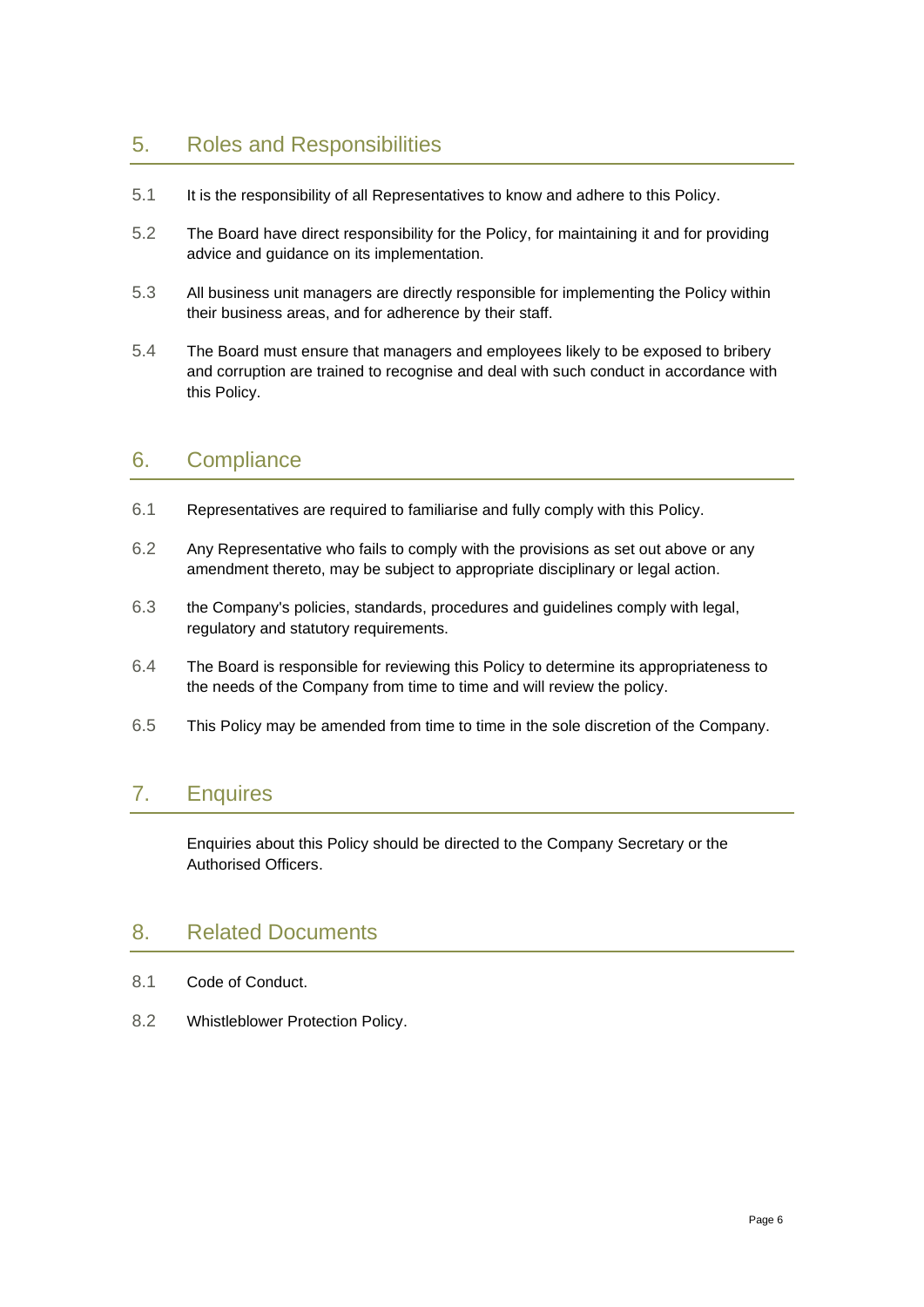## 5. Roles and Responsibilities

5.1 It is the responsibility of all Representatives to know and adhere to this Policy.

5.2 The Board have direct responsibility for the Policy, for maintaining it and for providing advice and guidance on its implementation.

5.3 All business unit managers are directly responsible for implementing the Policy within their business areas, and for adherence by their staff.

5.4 The Board must ensure that managers and employees likely to be exposed to bribery and corruption are trained to recognise and deal with such conduct in accordance with this Policy.

## 6. Compliance

6.1 Representatives are required to familiarise and fully comply with this Policy.

6.2 Any Representative who fails to comply with the provisions as set out above or any amendment thereto, may be subject to appropriate disciplinary or legal action.

6.3 the Company's policies, standards, procedures and guidelines comply with legal, regulatory and statutory requirements.

6.4 The Board is responsible for reviewing this Policy to determine its appropriateness to the needs of the Company from time to time and will review the policy.

6.5 This Policy may be amended from time to time in the sole discretion of the Company.

## 7. Enquires

Enquiries about this Policy should be directed to the Company Secretary or the Authorised Officers.

## 8. Related Documents

8.1 Code of Conduct.

8.2 Whistleblower Protection Policy.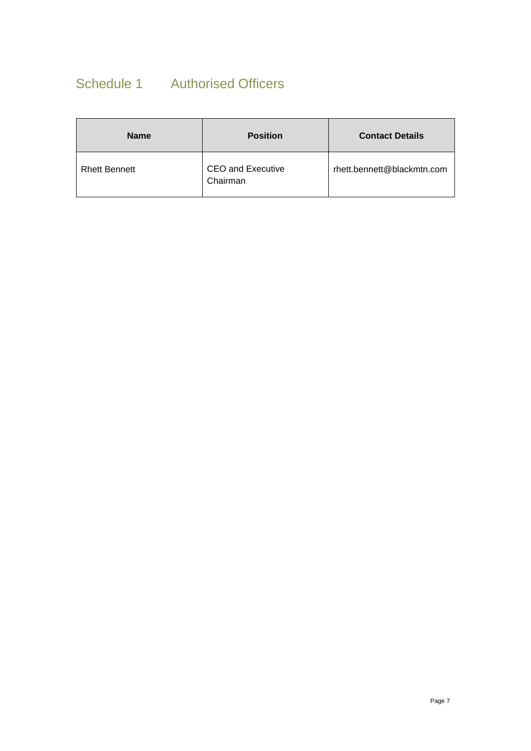# Schedule 1 Authorised Officers

| Name | Position | Contact Details |
| --- | --- | --- |
| Rhett Bennett | CEO and Executive Chairman | rhett.bennett@blackmtn.com |